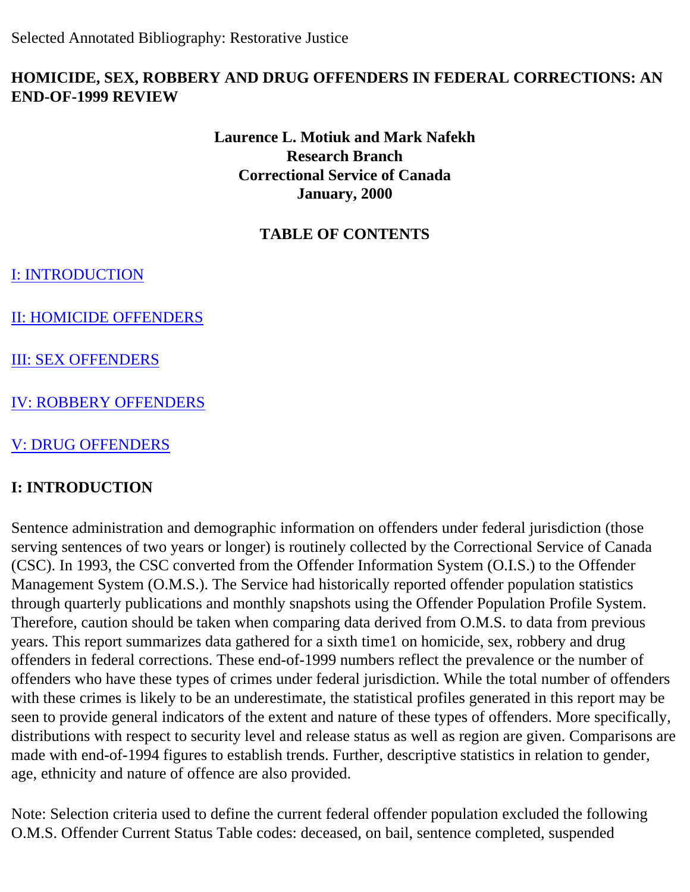Selected Annotated Bibliography: Restorative Justice

## HOMICIDE, SEX, ROBBERY AND DRUG OFFENDERS IN FEDERAL CORRECTIONS: AN END-OF-1999 REVIEW

**Laurence L. Motiuk and Mark Nafekh**
**Research Branch**
**Correctional Service of Canada**
**January, 2000**

**TABLE OF CONTENTS**

I: INTRODUCTION

II: HOMICIDE OFFENDERS

III: SEX OFFENDERS

IV: ROBBERY OFFENDERS

V: DRUG OFFENDERS

## I: INTRODUCTION

Sentence administration and demographic information on offenders under federal jurisdiction (those serving sentences of two years or longer) is routinely collected by the Correctional Service of Canada (CSC). In 1993, the CSC converted from the Offender Information System (O.I.S.) to the Offender Management System (O.M.S.). The Service had historically reported offender population statistics through quarterly publications and monthly snapshots using the Offender Population Profile System. Therefore, caution should be taken when comparing data derived from O.M.S. to data from previous years. This report summarizes data gathered for a sixth time[1] on homicide, sex, robbery and drug offenders in federal corrections. These end-of-1999 numbers reflect the prevalence or the number of offenders who have these types of crimes under federal jurisdiction. While the total number of offenders with these crimes is likely to be an underestimate, the statistical profiles generated in this report may be seen to provide general indicators of the extent and nature of these types of offenders. More specifically, distributions with respect to security level and release status as well as region are given. Comparisons are made with end-of-1994 figures to establish trends. Further, descriptive statistics in relation to gender, age, ethnicity and nature of offence are also provided.

Note: Selection criteria used to define the current federal offender population excluded the following O.M.S. Offender Current Status Table codes: deceased, on bail, sentence completed, suspended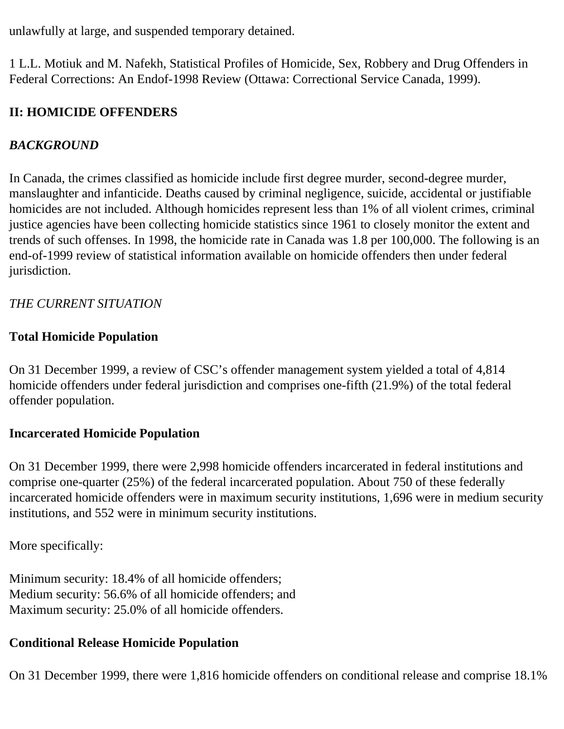unlawfully at large, and suspended temporary detained.

1 L.L. Motiuk and M. Nafekh, Statistical Profiles of Homicide, Sex, Robbery and Drug Offenders in Federal Corrections: An Endof-1998 Review (Ottawa: Correctional Service Canada, 1999).

## II: HOMICIDE OFFENDERS

### *BACKGROUND*

In Canada, the crimes classified as homicide include first degree murder, second-degree murder, manslaughter and infanticide. Deaths caused by criminal negligence, suicide, accidental or justifiable homicides are not included. Although homicides represent less than 1% of all violent crimes, criminal justice agencies have been collecting homicide statistics since 1961 to closely monitor the extent and trends of such offenses. In 1998, the homicide rate in Canada was 1.8 per 100,000. The following is an end-of-1999 review of statistical information available on homicide offenders then under federal jurisdiction.

### *THE CURRENT SITUATION*

**Total Homicide Population**

On 31 December 1999, a review of CSC's offender management system yielded a total of 4,814 homicide offenders under federal jurisdiction and comprises one-fifth (21.9%) of the total federal offender population.

**Incarcerated Homicide Population**

On 31 December 1999, there were 2,998 homicide offenders incarcerated in federal institutions and comprise one-quarter (25%) of the federal incarcerated population. About 750 of these federally incarcerated homicide offenders were in maximum security institutions, 1,696 were in medium security institutions, and 552 were in minimum security institutions.

More specifically:

Minimum security: 18.4% of all homicide offenders;
Medium security: 56.6% of all homicide offenders; and
Maximum security: 25.0% of all homicide offenders.

**Conditional Release Homicide Population**

On 31 December 1999, there were 1,816 homicide offenders on conditional release and comprise 18.1%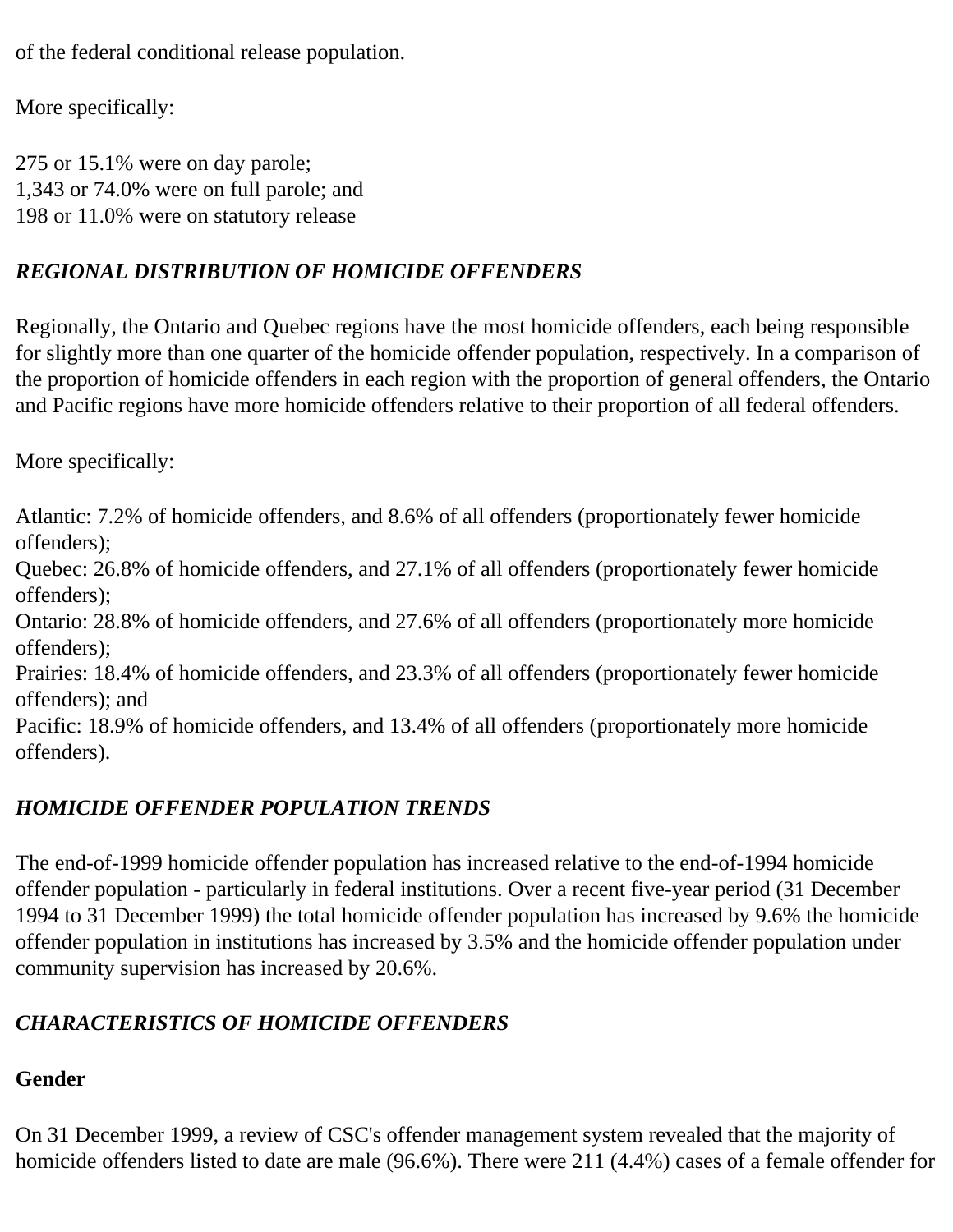of the federal conditional release population.

More specifically:

275 or 15.1% were on day parole;
1,343 or 74.0% were on full parole; and
198 or 11.0% were on statutory release

### *REGIONAL DISTRIBUTION OF HOMICIDE OFFENDERS*

Regionally, the Ontario and Quebec regions have the most homicide offenders, each being responsible for slightly more than one quarter of the homicide offender population, respectively. In a comparison of the proportion of homicide offenders in each region with the proportion of general offenders, the Ontario and Pacific regions have more homicide offenders relative to their proportion of all federal offenders.

More specifically:

Atlantic: 7.2% of homicide offenders, and 8.6% of all offenders (proportionately fewer homicide offenders);
Quebec: 26.8% of homicide offenders, and 27.1% of all offenders (proportionately fewer homicide offenders);
Ontario: 28.8% of homicide offenders, and 27.6% of all offenders (proportionately more homicide offenders);
Prairies: 18.4% of homicide offenders, and 23.3% of all offenders (proportionately fewer homicide offenders); and
Pacific: 18.9% of homicide offenders, and 13.4% of all offenders (proportionately more homicide offenders).

### *HOMICIDE OFFENDER POPULATION TRENDS*

The end-of-1999 homicide offender population has increased relative to the end-of-1994 homicide offender population - particularly in federal institutions. Over a recent five-year period (31 December 1994 to 31 December 1999) the total homicide offender population has increased by 9.6% the homicide offender population in institutions has increased by 3.5% and the homicide offender population under community supervision has increased by 20.6%.

### *CHARACTERISTICS OF HOMICIDE OFFENDERS*

#### Gender

On 31 December 1999, a review of CSC's offender management system revealed that the majority of homicide offenders listed to date are male (96.6%). There were 211 (4.4%) cases of a female offender for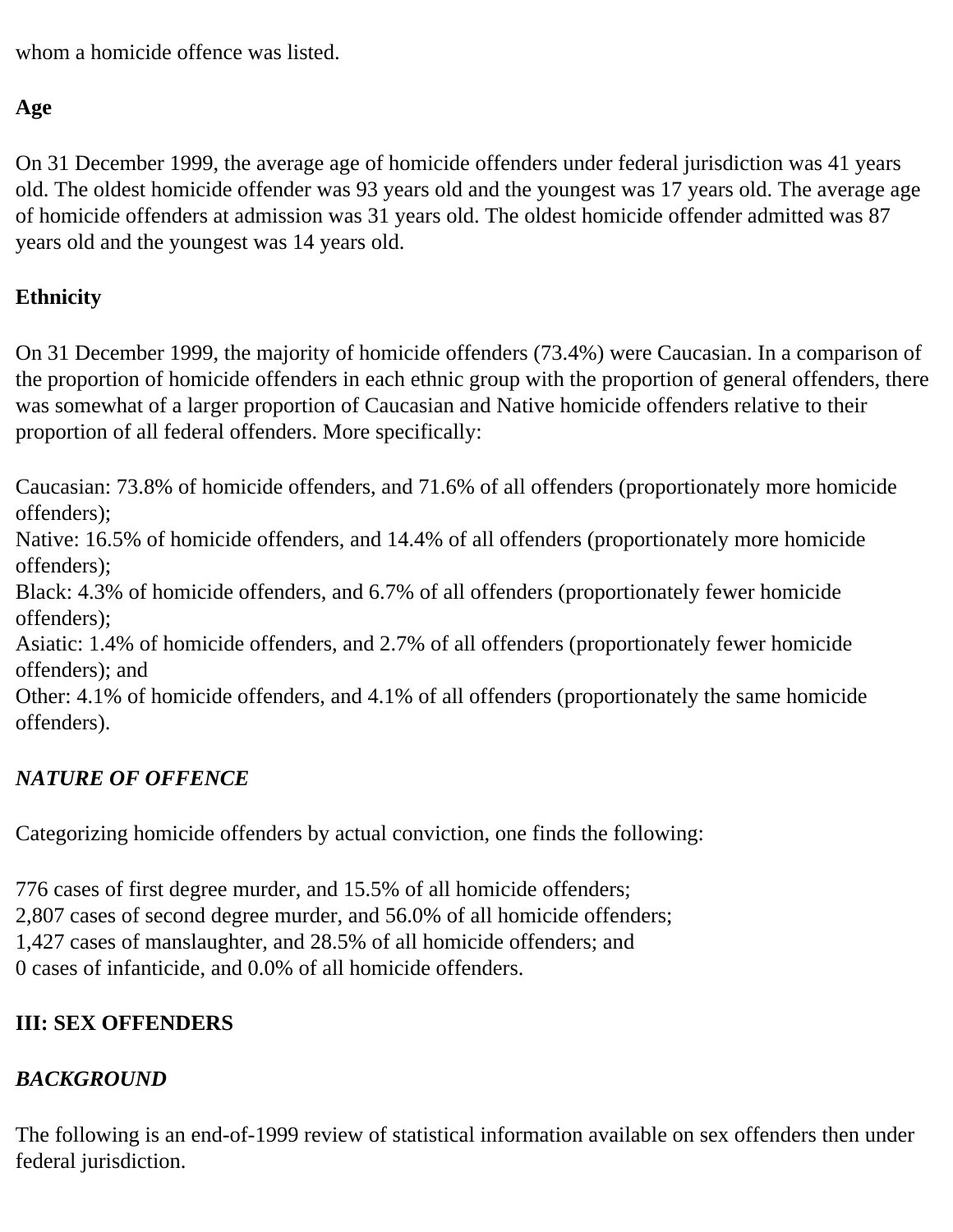whom a homicide offence was listed.

**Age**

On 31 December 1999, the average age of homicide offenders under federal jurisdiction was 41 years old. The oldest homicide offender was 93 years old and the youngest was 17 years old. The average age of homicide offenders at admission was 31 years old. The oldest homicide offender admitted was 87 years old and the youngest was 14 years old.

**Ethnicity**

On 31 December 1999, the majority of homicide offenders (73.4%) were Caucasian. In a comparison of the proportion of homicide offenders in each ethnic group with the proportion of general offenders, there was somewhat of a larger proportion of Caucasian and Native homicide offenders relative to their proportion of all federal offenders. More specifically:

Caucasian: 73.8% of homicide offenders, and 71.6% of all offenders (proportionately more homicide offenders);
Native: 16.5% of homicide offenders, and 14.4% of all offenders (proportionately more homicide offenders);
Black: 4.3% of homicide offenders, and 6.7% of all offenders (proportionately fewer homicide offenders);
Asiatic: 1.4% of homicide offenders, and 2.7% of all offenders (proportionately fewer homicide offenders); and
Other: 4.1% of homicide offenders, and 4.1% of all offenders (proportionately the same homicide offenders).

***NATURE OF OFFENCE***

Categorizing homicide offenders by actual conviction, one finds the following:

776 cases of first degree murder, and 15.5% of all homicide offenders;
2,807 cases of second degree murder, and 56.0% of all homicide offenders;
1,427 cases of manslaughter, and 28.5% of all homicide offenders; and
0 cases of infanticide, and 0.0% of all homicide offenders.

## III: SEX OFFENDERS

***BACKGROUND***

The following is an end-of-1999 review of statistical information available on sex offenders then under federal jurisdiction.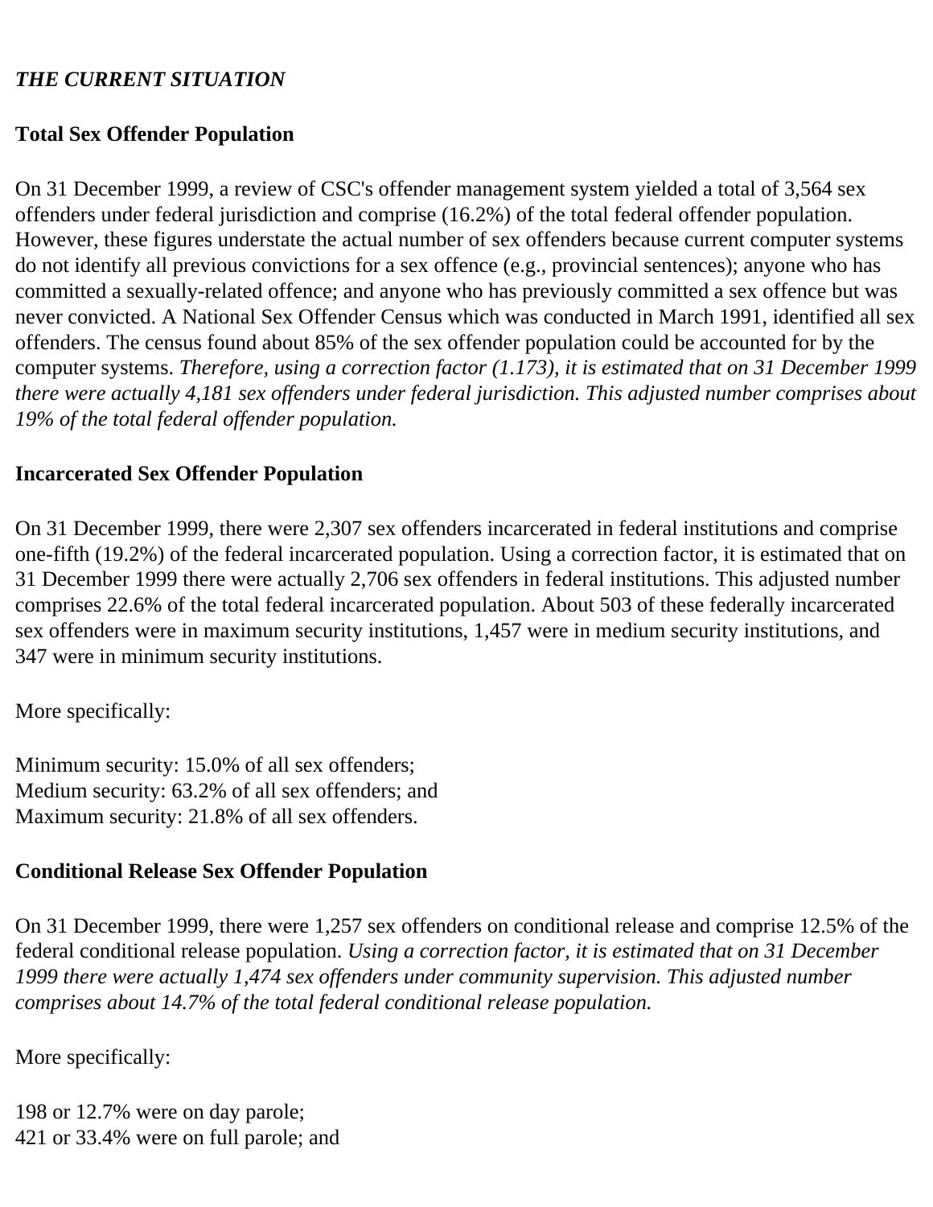*THE CURRENT SITUATION*

**Total Sex Offender Population**

On 31 December 1999, a review of CSC's offender management system yielded a total of 3,564 sex offenders under federal jurisdiction and comprise (16.2%) of the total federal offender population. However, these figures understate the actual number of sex offenders because current computer systems do not identify all previous convictions for a sex offence (e.g., provincial sentences); anyone who has committed a sexually-related offence; and anyone who has previously committed a sex offence but was never convicted. A National Sex Offender Census which was conducted in March 1991, identified all sex offenders. The census found about 85% of the sex offender population could be accounted for by the computer systems. *Therefore, using a correction factor (1.173), it is estimated that on 31 December 1999 there were actually 4,181 sex offenders under federal jurisdiction. This adjusted number comprises about 19% of the total federal offender population.*

**Incarcerated Sex Offender Population**

On 31 December 1999, there were 2,307 sex offenders incarcerated in federal institutions and comprise one-fifth (19.2%) of the federal incarcerated population. Using a correction factor, it is estimated that on 31 December 1999 there were actually 2,706 sex offenders in federal institutions. This adjusted number comprises 22.6% of the total federal incarcerated population. About 503 of these federally incarcerated sex offenders were in maximum security institutions, 1,457 were in medium security institutions, and 347 were in minimum security institutions.

More specifically:

Minimum security: 15.0% of all sex offenders;
Medium security: 63.2% of all sex offenders; and
Maximum security: 21.8% of all sex offenders.

**Conditional Release Sex Offender Population**

On 31 December 1999, there were 1,257 sex offenders on conditional release and comprise 12.5% of the federal conditional release population. *Using a correction factor, it is estimated that on 31 December 1999 there were actually 1,474 sex offenders under community supervision. This adjusted number comprises about 14.7% of the total federal conditional release population.*

More specifically:

198 or 12.7% were on day parole;
421 or 33.4% were on full parole; and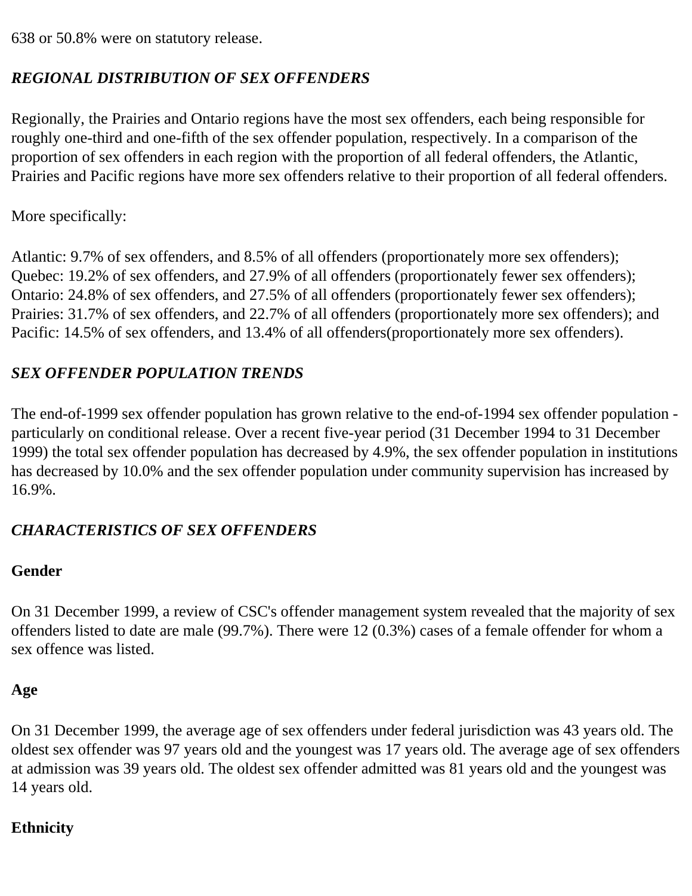638 or 50.8% were on statutory release.

### *REGIONAL DISTRIBUTION OF SEX OFFENDERS*

Regionally, the Prairies and Ontario regions have the most sex offenders, each being responsible for roughly one-third and one-fifth of the sex offender population, respectively. In a comparison of the proportion of sex offenders in each region with the proportion of all federal offenders, the Atlantic, Prairies and Pacific regions have more sex offenders relative to their proportion of all federal offenders.

More specifically:

Atlantic: 9.7% of sex offenders, and 8.5% of all offenders (proportionately more sex offenders);
Quebec: 19.2% of sex offenders, and 27.9% of all offenders (proportionately fewer sex offenders);
Ontario: 24.8% of sex offenders, and 27.5% of all offenders (proportionately fewer sex offenders);
Prairies: 31.7% of sex offenders, and 22.7% of all offenders (proportionately more sex offenders); and
Pacific: 14.5% of sex offenders, and 13.4% of all offenders(proportionately more sex offenders).

### *SEX OFFENDER POPULATION TRENDS*

The end-of-1999 sex offender population has grown relative to the end-of-1994 sex offender population - particularly on conditional release. Over a recent five-year period (31 December 1994 to 31 December 1999) the total sex offender population has decreased by 4.9%, the sex offender population in institutions has decreased by 10.0% and the sex offender population under community supervision has increased by 16.9%.

### *CHARACTERISTICS OF SEX OFFENDERS*

#### Gender

On 31 December 1999, a review of CSC's offender management system revealed that the majority of sex offenders listed to date are male (99.7%). There were 12 (0.3%) cases of a female offender for whom a sex offence was listed.

#### Age

On 31 December 1999, the average age of sex offenders under federal jurisdiction was 43 years old. The oldest sex offender was 97 years old and the youngest was 17 years old. The average age of sex offenders at admission was 39 years old. The oldest sex offender admitted was 81 years old and the youngest was 14 years old.

#### Ethnicity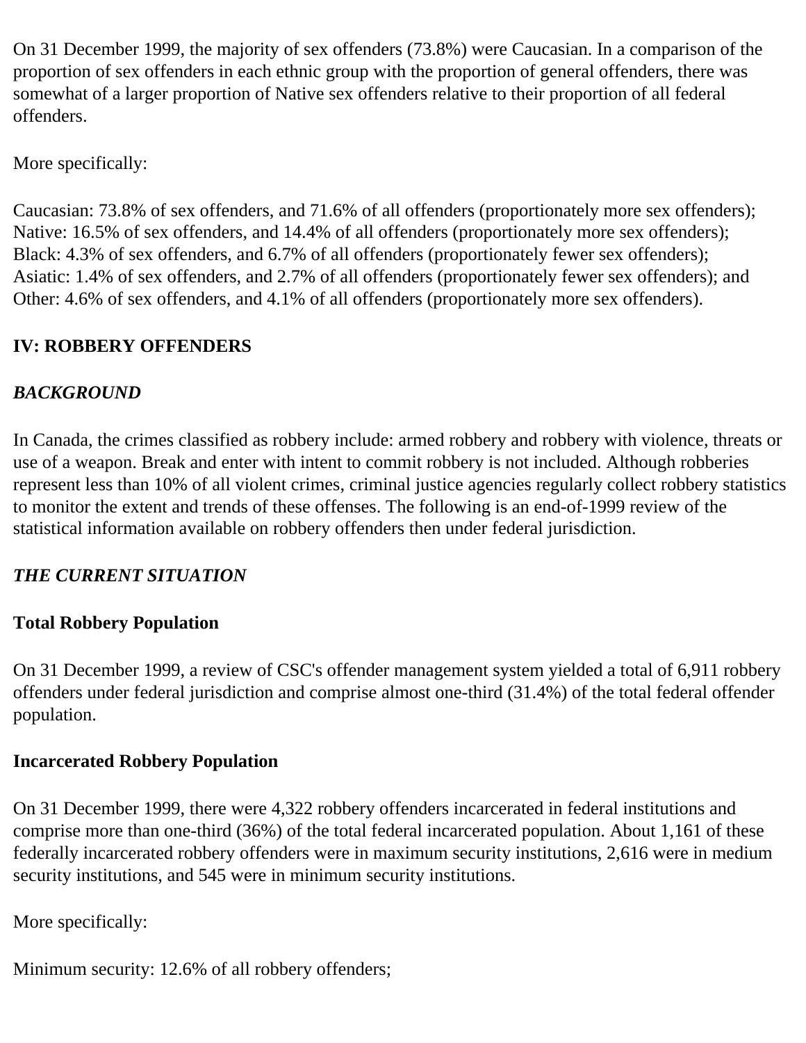On 31 December 1999, the majority of sex offenders (73.8%) were Caucasian. In a comparison of the proportion of sex offenders in each ethnic group with the proportion of general offenders, there was somewhat of a larger proportion of Native sex offenders relative to their proportion of all federal offenders.

More specifically:

Caucasian: 73.8% of sex offenders, and 71.6% of all offenders (proportionately more sex offenders);
Native: 16.5% of sex offenders, and 14.4% of all offenders (proportionately more sex offenders);
Black: 4.3% of sex offenders, and 6.7% of all offenders (proportionately fewer sex offenders);
Asiatic: 1.4% of sex offenders, and 2.7% of all offenders (proportionately fewer sex offenders); and
Other: 4.6% of sex offenders, and 4.1% of all offenders (proportionately more sex offenders).

## IV: ROBBERY OFFENDERS

### *BACKGROUND*

In Canada, the crimes classified as robbery include: armed robbery and robbery with violence, threats or use of a weapon. Break and enter with intent to commit robbery is not included. Although robberies represent less than 10% of all violent crimes, criminal justice agencies regularly collect robbery statistics to monitor the extent and trends of these offenses. The following is an end-of-1999 review of the statistical information available on robbery offenders then under federal jurisdiction.

### *THE CURRENT SITUATION*

**Total Robbery Population**

On 31 December 1999, a review of CSC's offender management system yielded a total of 6,911 robbery offenders under federal jurisdiction and comprise almost one-third (31.4%) of the total federal offender population.

**Incarcerated Robbery Population**

On 31 December 1999, there were 4,322 robbery offenders incarcerated in federal institutions and comprise more than one-third (36%) of the total federal incarcerated population. About 1,161 of these federally incarcerated robbery offenders were in maximum security institutions, 2,616 were in medium security institutions, and 545 were in minimum security institutions.

More specifically:

Minimum security: 12.6% of all robbery offenders;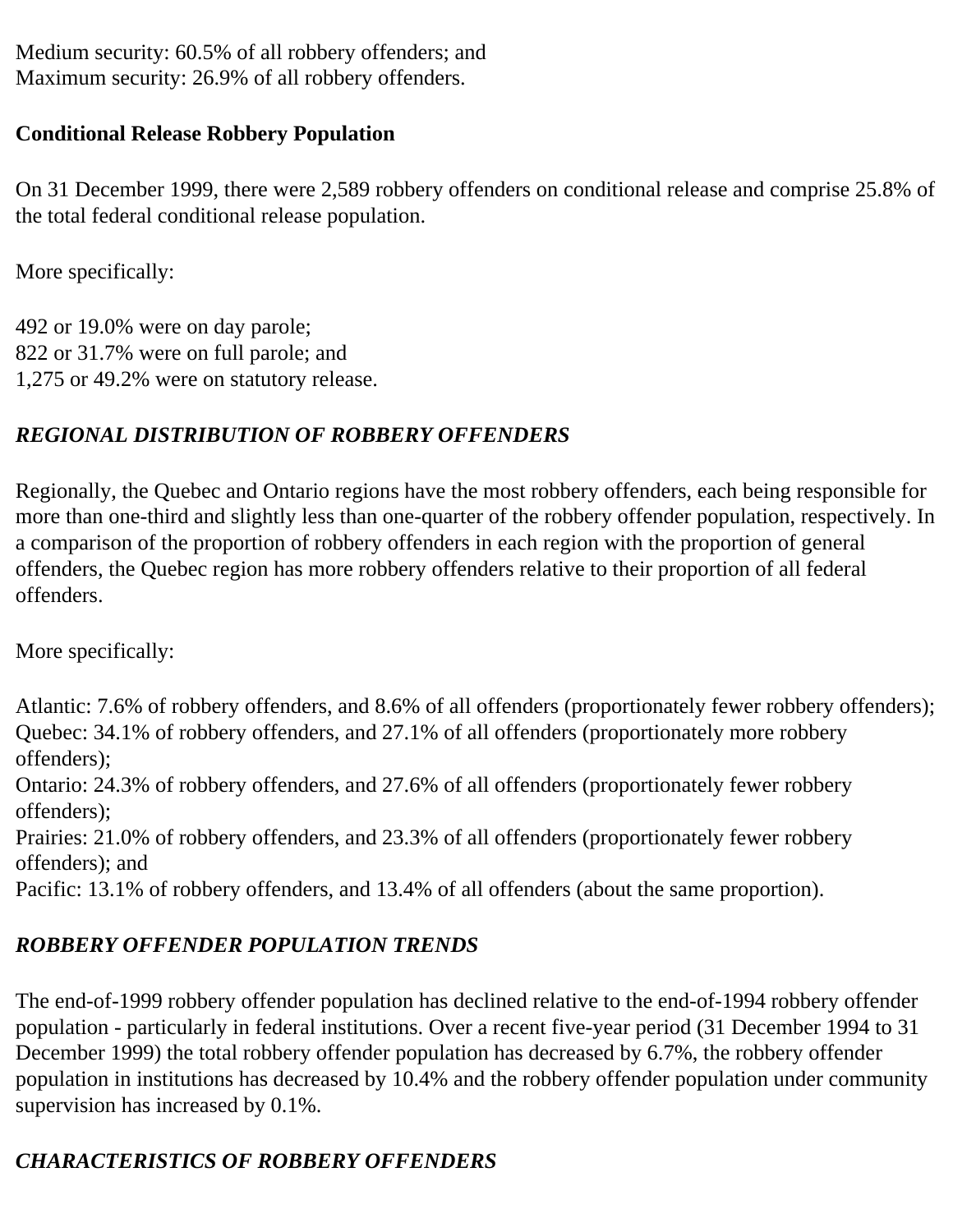Medium security: 60.5% of all robbery offenders; and
Maximum security: 26.9% of all robbery offenders.

**Conditional Release Robbery Population**

On 31 December 1999, there were 2,589 robbery offenders on conditional release and comprise 25.8% of the total federal conditional release population.

More specifically:

492 or 19.0% were on day parole;
822 or 31.7% were on full parole; and
1,275 or 49.2% were on statutory release.

***REGIONAL DISTRIBUTION OF ROBBERY OFFENDERS***

Regionally, the Quebec and Ontario regions have the most robbery offenders, each being responsible for more than one-third and slightly less than one-quarter of the robbery offender population, respectively. In a comparison of the proportion of robbery offenders in each region with the proportion of general offenders, the Quebec region has more robbery offenders relative to their proportion of all federal offenders.

More specifically:

Atlantic: 7.6% of robbery offenders, and 8.6% of all offenders (proportionately fewer robbery offenders);
Quebec: 34.1% of robbery offenders, and 27.1% of all offenders (proportionately more robbery offenders);
Ontario: 24.3% of robbery offenders, and 27.6% of all offenders (proportionately fewer robbery offenders);
Prairies: 21.0% of robbery offenders, and 23.3% of all offenders (proportionately fewer robbery offenders); and
Pacific: 13.1% of robbery offenders, and 13.4% of all offenders (about the same proportion).

***ROBBERY OFFENDER POPULATION TRENDS***

The end-of-1999 robbery offender population has declined relative to the end-of-1994 robbery offender population - particularly in federal institutions. Over a recent five-year period (31 December 1994 to 31 December 1999) the total robbery offender population has decreased by 6.7%, the robbery offender population in institutions has decreased by 10.4% and the robbery offender population under community supervision has increased by 0.1%.

***CHARACTERISTICS OF ROBBERY OFFENDERS***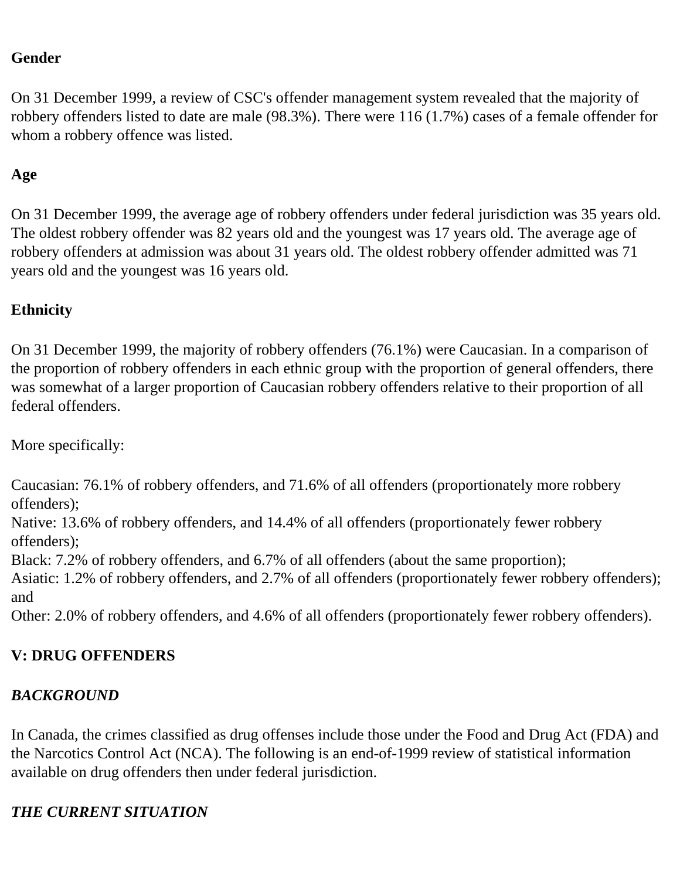**Gender**

On 31 December 1999, a review of CSC's offender management system revealed that the majority of robbery offenders listed to date are male (98.3%). There were 116 (1.7%) cases of a female offender for whom a robbery offence was listed.

**Age**

On 31 December 1999, the average age of robbery offenders under federal jurisdiction was 35 years old. The oldest robbery offender was 82 years old and the youngest was 17 years old. The average age of robbery offenders at admission was about 31 years old. The oldest robbery offender admitted was 71 years old and the youngest was 16 years old.

**Ethnicity**

On 31 December 1999, the majority of robbery offenders (76.1%) were Caucasian. In a comparison of the proportion of robbery offenders in each ethnic group with the proportion of general offenders, there was somewhat of a larger proportion of Caucasian robbery offenders relative to their proportion of all federal offenders.

More specifically:

Caucasian: 76.1% of robbery offenders, and 71.6% of all offenders (proportionately more robbery offenders);
Native: 13.6% of robbery offenders, and 14.4% of all offenders (proportionately fewer robbery offenders);
Black: 7.2% of robbery offenders, and 6.7% of all offenders (about the same proportion);
Asiatic: 1.2% of robbery offenders, and 2.7% of all offenders (proportionately fewer robbery offenders); and
Other: 2.0% of robbery offenders, and 4.6% of all offenders (proportionately fewer robbery offenders).

## V: DRUG OFFENDERS

### *BACKGROUND*

In Canada, the crimes classified as drug offenses include those under the Food and Drug Act (FDA) and the Narcotics Control Act (NCA). The following is an end-of-1999 review of statistical information available on drug offenders then under federal jurisdiction.

### *THE CURRENT SITUATION*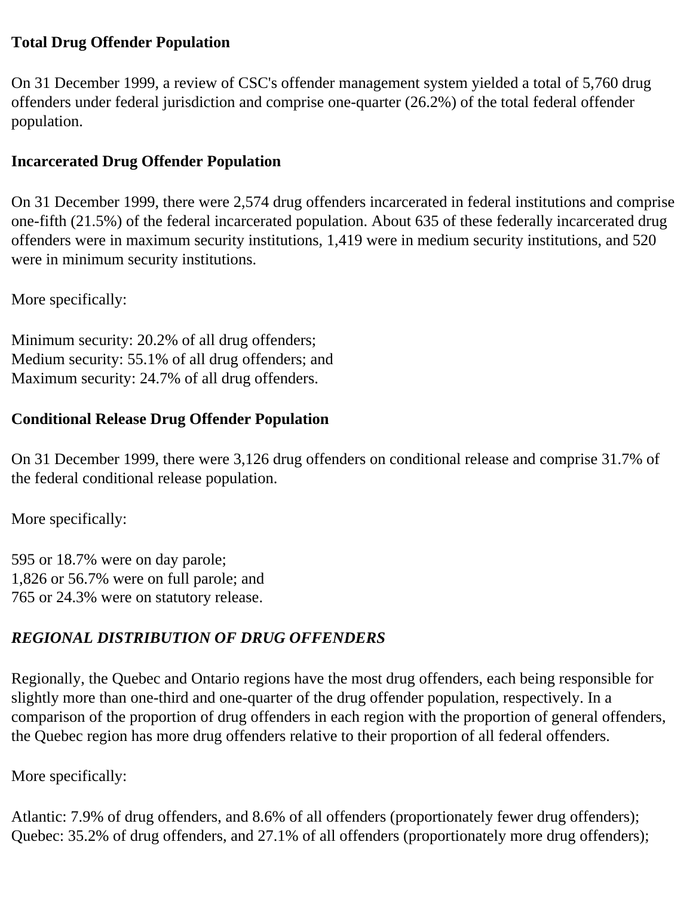**Total Drug Offender Population**

On 31 December 1999, a review of CSC's offender management system yielded a total of 5,760 drug offenders under federal jurisdiction and comprise one-quarter (26.2%) of the total federal offender population.

**Incarcerated Drug Offender Population**

On 31 December 1999, there were 2,574 drug offenders incarcerated in federal institutions and comprise one-fifth (21.5%) of the federal incarcerated population. About 635 of these federally incarcerated drug offenders were in maximum security institutions, 1,419 were in medium security institutions, and 520 were in minimum security institutions.

More specifically:

Minimum security: 20.2% of all drug offenders;
Medium security: 55.1% of all drug offenders; and
Maximum security: 24.7% of all drug offenders.

**Conditional Release Drug Offender Population**

On 31 December 1999, there were 3,126 drug offenders on conditional release and comprise 31.7% of the federal conditional release population.

More specifically:

595 or 18.7% were on day parole;
1,826 or 56.7% were on full parole; and
765 or 24.3% were on statutory release.

***REGIONAL DISTRIBUTION OF DRUG OFFENDERS***

Regionally, the Quebec and Ontario regions have the most drug offenders, each being responsible for slightly more than one-third and one-quarter of the drug offender population, respectively. In a comparison of the proportion of drug offenders in each region with the proportion of general offenders, the Quebec region has more drug offenders relative to their proportion of all federal offenders.

More specifically:

Atlantic: 7.9% of drug offenders, and 8.6% of all offenders (proportionately fewer drug offenders);
Quebec: 35.2% of drug offenders, and 27.1% of all offenders (proportionately more drug offenders);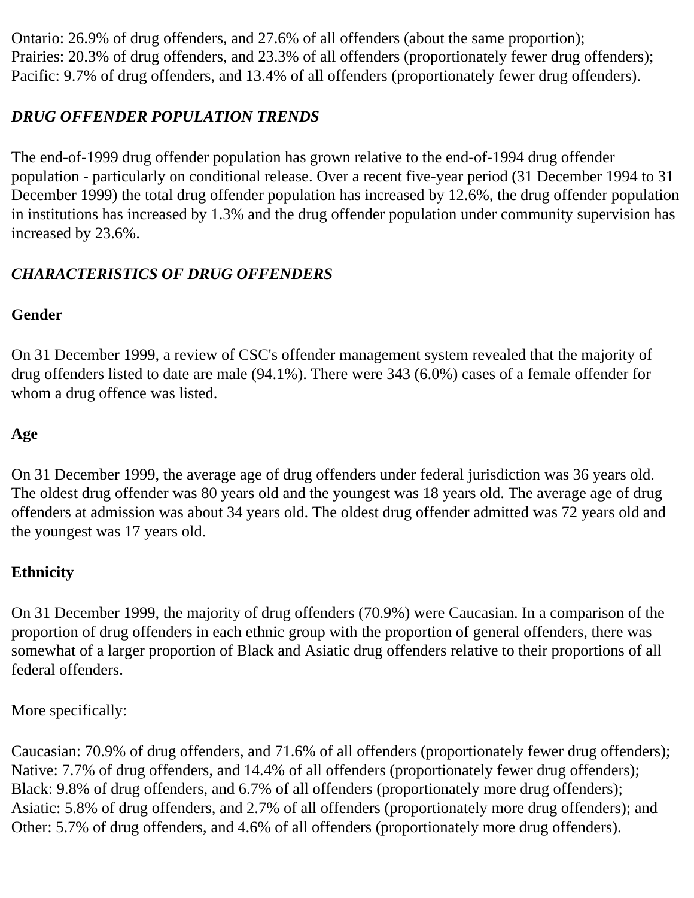Ontario: 26.9% of drug offenders, and 27.6% of all offenders (about the same proportion);
Prairies: 20.3% of drug offenders, and 23.3% of all offenders (proportionately fewer drug offenders);
Pacific: 9.7% of drug offenders, and 13.4% of all offenders (proportionately fewer drug offenders).

### *DRUG OFFENDER POPULATION TRENDS*

The end-of-1999 drug offender population has grown relative to the end-of-1994 drug offender population - particularly on conditional release. Over a recent five-year period (31 December 1994 to 31 December 1999) the total drug offender population has increased by 12.6%, the drug offender population in institutions has increased by 1.3% and the drug offender population under community supervision has increased by 23.6%.

### *CHARACTERISTICS OF DRUG OFFENDERS*

#### Gender

On 31 December 1999, a review of CSC's offender management system revealed that the majority of drug offenders listed to date are male (94.1%). There were 343 (6.0%) cases of a female offender for whom a drug offence was listed.

#### Age

On 31 December 1999, the average age of drug offenders under federal jurisdiction was 36 years old. The oldest drug offender was 80 years old and the youngest was 18 years old. The average age of drug offenders at admission was about 34 years old. The oldest drug offender admitted was 72 years old and the youngest was 17 years old.

#### Ethnicity

On 31 December 1999, the majority of drug offenders (70.9%) were Caucasian. In a comparison of the proportion of drug offenders in each ethnic group with the proportion of general offenders, there was somewhat of a larger proportion of Black and Asiatic drug offenders relative to their proportions of all federal offenders.

More specifically:

Caucasian: 70.9% of drug offenders, and 71.6% of all offenders (proportionately fewer drug offenders);
Native: 7.7% of drug offenders, and 14.4% of all offenders (proportionately fewer drug offenders);
Black: 9.8% of drug offenders, and 6.7% of all offenders (proportionately more drug offenders);
Asiatic: 5.8% of drug offenders, and 2.7% of all offenders (proportionately more drug offenders); and
Other: 5.7% of drug offenders, and 4.6% of all offenders (proportionately more drug offenders).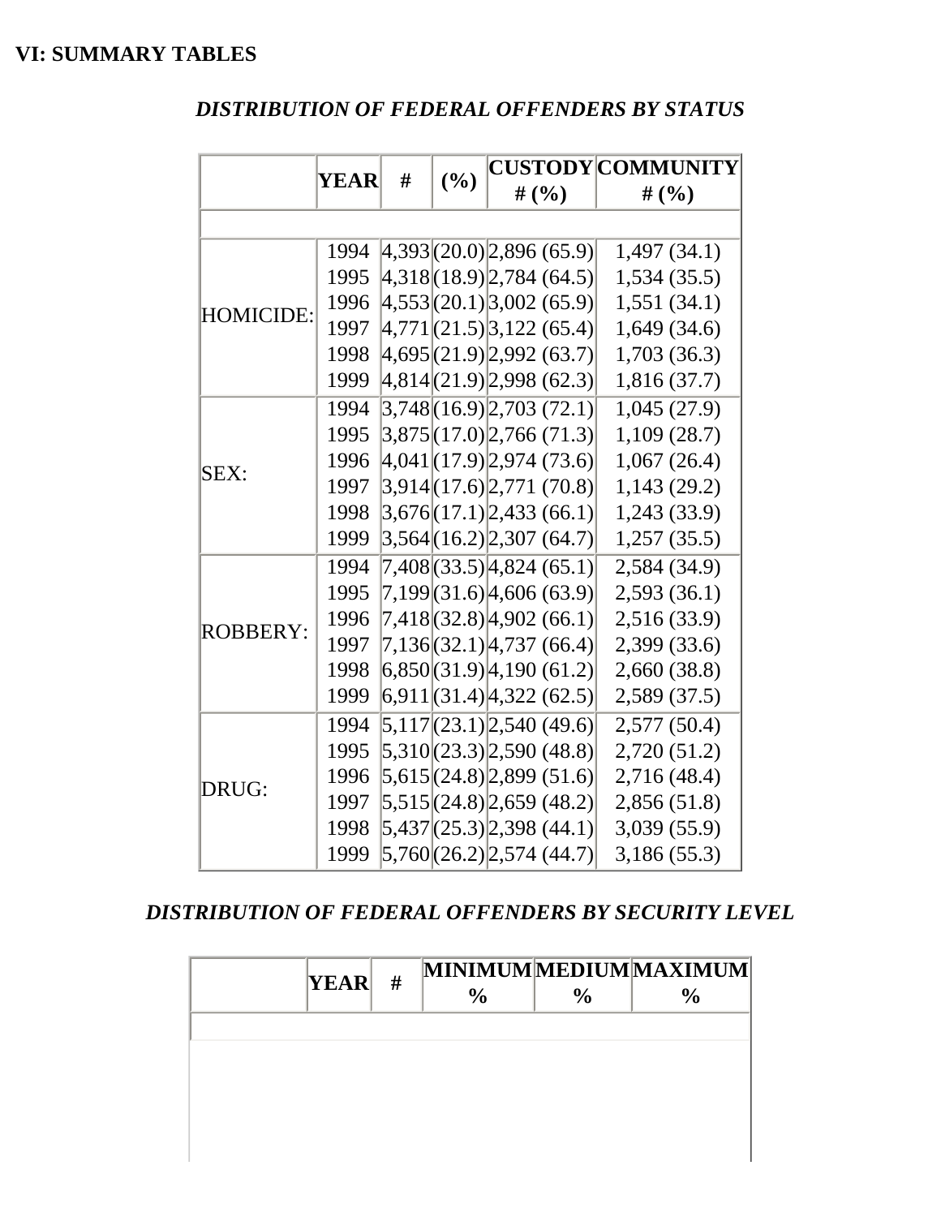## VI: SUMMARY TABLES

### *DISTRIBUTION OF FEDERAL OFFENDERS BY STATUS*

| | YEAR | # | (%) | CUSTODY # (%) | COMMUNITY # (%) |
|---|---|---|---|---|---|
| HOMICIDE: | 1994 | 4,393 | (20.0) | 2,896 (65.9) | 1,497 (34.1) |
| | 1995 | 4,318 | (18.9) | 2,784 (64.5) | 1,534 (35.5) |
| | 1996 | 4,553 | (20.1) | 3,002 (65.9) | 1,551 (34.1) |
| | 1997 | 4,771 | (21.5) | 3,122 (65.4) | 1,649 (34.6) |
| | 1998 | 4,695 | (21.9) | 2,992 (63.7) | 1,703 (36.3) |
| | 1999 | 4,814 | (21.9) | 2,998 (62.3) | 1,816 (37.7) |
| SEX: | 1994 | 3,748 | (16.9) | 2,703 (72.1) | 1,045 (27.9) |
| | 1995 | 3,875 | (17.0) | 2,766 (71.3) | 1,109 (28.7) |
| | 1996 | 4,041 | (17.9) | 2,974 (73.6) | 1,067 (26.4) |
| | 1997 | 3,914 | (17.6) | 2,771 (70.8) | 1,143 (29.2) |
| | 1998 | 3,676 | (17.1) | 2,433 (66.1) | 1,243 (33.9) |
| | 1999 | 3,564 | (16.2) | 2,307 (64.7) | 1,257 (35.5) |
| ROBBERY: | 1994 | 7,408 | (33.5) | 4,824 (65.1) | 2,584 (34.9) |
| | 1995 | 7,199 | (31.6) | 4,606 (63.9) | 2,593 (36.1) |
| | 1996 | 7,418 | (32.8) | 4,902 (66.1) | 2,516 (33.9) |
| | 1997 | 7,136 | (32.1) | 4,737 (66.4) | 2,399 (33.6) |
| | 1998 | 6,850 | (31.9) | 4,190 (61.2) | 2,660 (38.8) |
| | 1999 | 6,911 | (31.4) | 4,322 (62.5) | 2,589 (37.5) |
| DRUG: | 1994 | 5,117 | (23.1) | 2,540 (49.6) | 2,577 (50.4) |
| | 1995 | 5,310 | (23.3) | 2,590 (48.8) | 2,720 (51.2) |
| | 1996 | 5,615 | (24.8) | 2,899 (51.6) | 2,716 (48.4) |
| | 1997 | 5,515 | (24.8) | 2,659 (48.2) | 2,856 (51.8) |
| | 1998 | 5,437 | (25.3) | 2,398 (44.1) | 3,039 (55.9) |
| | 1999 | 5,760 | (26.2) | 2,574 (44.7) | 3,186 (55.3) |

### *DISTRIBUTION OF FEDERAL OFFENDERS BY SECURITY LEVEL*

| | YEAR | # | MINIMUM % | MEDIUM % | MAXIMUM % |
|---|---|---|---|---|---|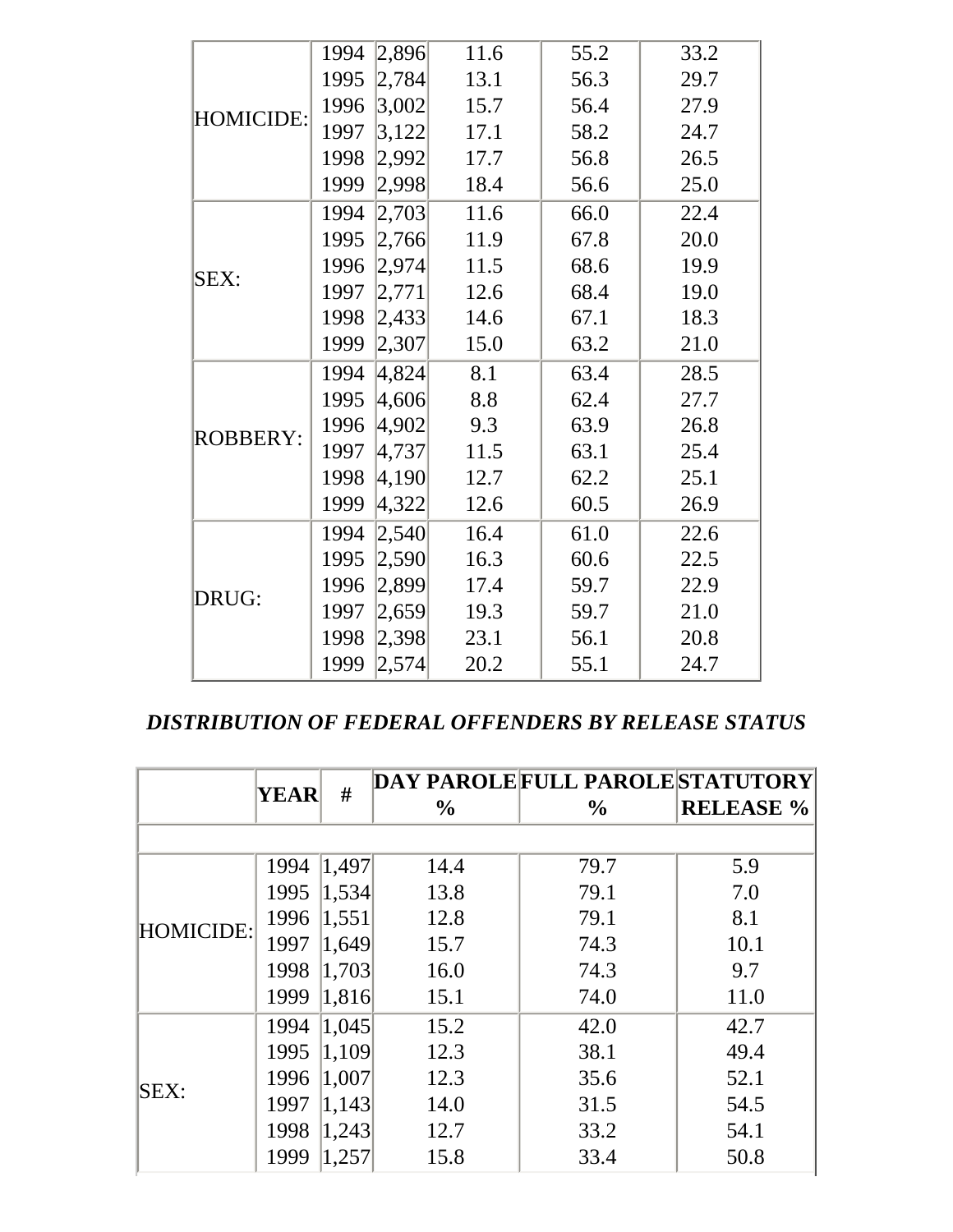| | | | | | |
|---|---|---|---|---|---|
| HOMICIDE: | 1994 | 2,896 | 11.6 | 55.2 | 33.2 |
| | 1995 | 2,784 | 13.1 | 56.3 | 29.7 |
| | 1996 | 3,002 | 15.7 | 56.4 | 27.9 |
| | 1997 | 3,122 | 17.1 | 58.2 | 24.7 |
| | 1998 | 2,992 | 17.7 | 56.8 | 26.5 |
| | 1999 | 2,998 | 18.4 | 56.6 | 25.0 |
| SEX: | 1994 | 2,703 | 11.6 | 66.0 | 22.4 |
| | 1995 | 2,766 | 11.9 | 67.8 | 20.0 |
| | 1996 | 2,974 | 11.5 | 68.6 | 19.9 |
| | 1997 | 2,771 | 12.6 | 68.4 | 19.0 |
| | 1998 | 2,433 | 14.6 | 67.1 | 18.3 |
| | 1999 | 2,307 | 15.0 | 63.2 | 21.0 |
| ROBBERY: | 1994 | 4,824 | 8.1 | 63.4 | 28.5 |
| | 1995 | 4,606 | 8.8 | 62.4 | 27.7 |
| | 1996 | 4,902 | 9.3 | 63.9 | 26.8 |
| | 1997 | 4,737 | 11.5 | 63.1 | 25.4 |
| | 1998 | 4,190 | 12.7 | 62.2 | 25.1 |
| | 1999 | 4,322 | 12.6 | 60.5 | 26.9 |
| DRUG: | 1994 | 2,540 | 16.4 | 61.0 | 22.6 |
| | 1995 | 2,590 | 16.3 | 60.6 | 22.5 |
| | 1996 | 2,899 | 17.4 | 59.7 | 22.9 |
| | 1997 | 2,659 | 19.3 | 59.7 | 21.0 |
| | 1998 | 2,398 | 23.1 | 56.1 | 20.8 |
| | 1999 | 2,574 | 20.2 | 55.1 | 24.7 |

***DISTRIBUTION OF FEDERAL OFFENDERS BY RELEASE STATUS***

| | YEAR | # | DAY PAROLE % | FULL PAROLE % | STATUTORY RELEASE % |
|---|---|---|---|---|---|
| | | | | | |
| HOMICIDE: | 1994 | 1,497 | 14.4 | 79.7 | 5.9 |
| | 1995 | 1,534 | 13.8 | 79.1 | 7.0 |
| | 1996 | 1,551 | 12.8 | 79.1 | 8.1 |
| | 1997 | 1,649 | 15.7 | 74.3 | 10.1 |
| | 1998 | 1,703 | 16.0 | 74.3 | 9.7 |
| | 1999 | 1,816 | 15.1 | 74.0 | 11.0 |
| SEX: | 1994 | 1,045 | 15.2 | 42.0 | 42.7 |
| | 1995 | 1,109 | 12.3 | 38.1 | 49.4 |
| | 1996 | 1,007 | 12.3 | 35.6 | 52.1 |
| | 1997 | 1,143 | 14.0 | 31.5 | 54.5 |
| | 1998 | 1,243 | 12.7 | 33.2 | 54.1 |
| | 1999 | 1,257 | 15.8 | 33.4 | 50.8 |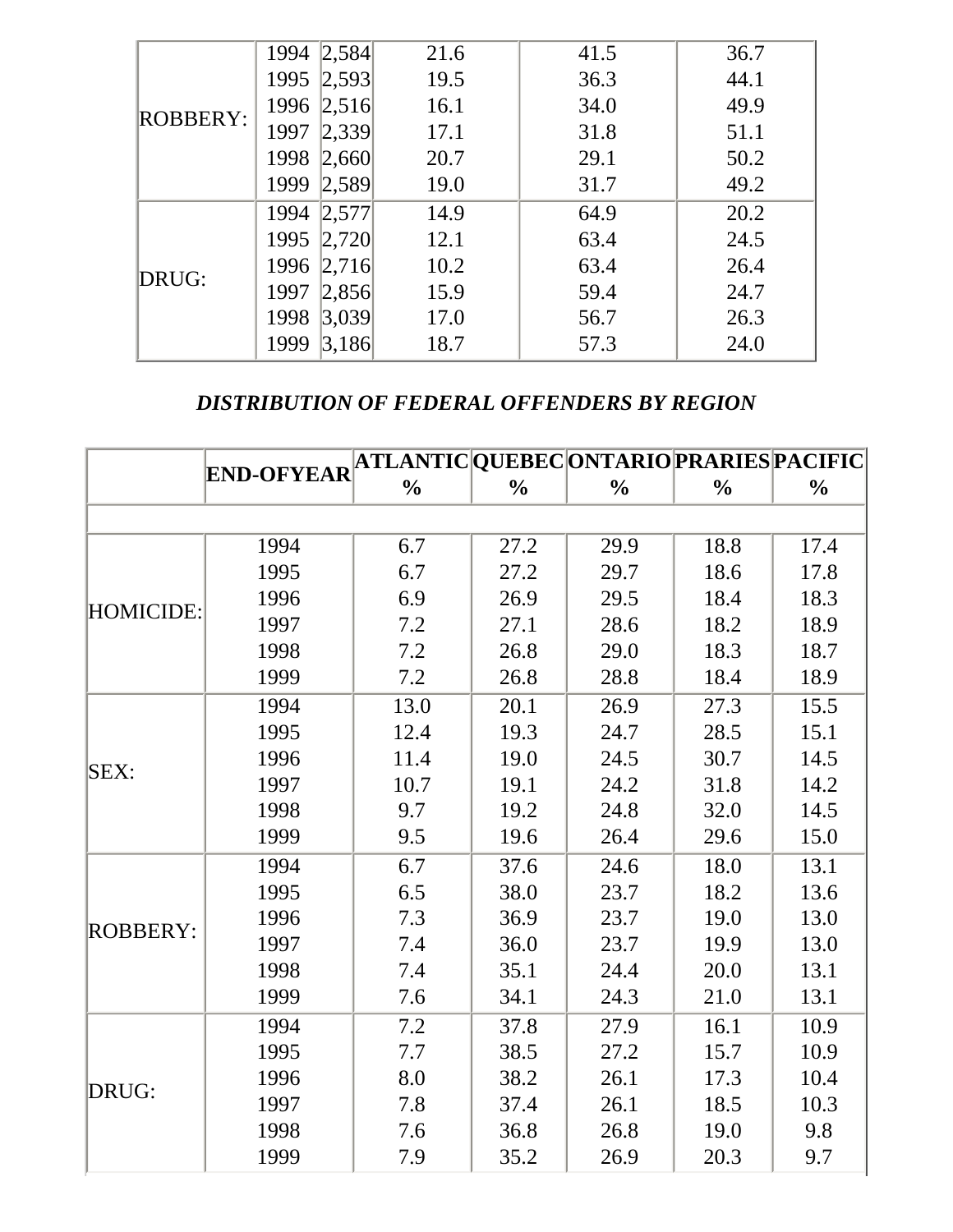| | | | | | |
|---|---|---|---|---|---|
| ROBBERY: | 1994 | 2,584 | 21.6 | 41.5 | 36.7 |
| | 1995 | 2,593 | 19.5 | 36.3 | 44.1 |
| | 1996 | 2,516 | 16.1 | 34.0 | 49.9 |
| | 1997 | 2,339 | 17.1 | 31.8 | 51.1 |
| | 1998 | 2,660 | 20.7 | 29.1 | 50.2 |
| | 1999 | 2,589 | 19.0 | 31.7 | 49.2 |
| DRUG: | 1994 | 2,577 | 14.9 | 64.9 | 20.2 |
| | 1995 | 2,720 | 12.1 | 63.4 | 24.5 |
| | 1996 | 2,716 | 10.2 | 63.4 | 26.4 |
| | 1997 | 2,856 | 15.9 | 59.4 | 24.7 |
| | 1998 | 3,039 | 17.0 | 56.7 | 26.3 |
| | 1999 | 3,186 | 18.7 | 57.3 | 24.0 |

### *DISTRIBUTION OF FEDERAL OFFENDERS BY REGION*

| | END-OFYEAR | ATLANTIC % | QUEBEC % | ONTARIO % | PRARIES % | PACIFIC % |
|---|---|---|---|---|---|---|
| HOMICIDE: | 1994 | 6.7 | 27.2 | 29.9 | 18.8 | 17.4 |
| | 1995 | 6.7 | 27.2 | 29.7 | 18.6 | 17.8 |
| | 1996 | 6.9 | 26.9 | 29.5 | 18.4 | 18.3 |
| | 1997 | 7.2 | 27.1 | 28.6 | 18.2 | 18.9 |
| | 1998 | 7.2 | 26.8 | 29.0 | 18.3 | 18.7 |
| | 1999 | 7.2 | 26.8 | 28.8 | 18.4 | 18.9 |
| SEX: | 1994 | 13.0 | 20.1 | 26.9 | 27.3 | 15.5 |
| | 1995 | 12.4 | 19.3 | 24.7 | 28.5 | 15.1 |
| | 1996 | 11.4 | 19.0 | 24.5 | 30.7 | 14.5 |
| | 1997 | 10.7 | 19.1 | 24.2 | 31.8 | 14.2 |
| | 1998 | 9.7 | 19.2 | 24.8 | 32.0 | 14.5 |
| | 1999 | 9.5 | 19.6 | 26.4 | 29.6 | 15.0 |
| ROBBERY: | 1994 | 6.7 | 37.6 | 24.6 | 18.0 | 13.1 |
| | 1995 | 6.5 | 38.0 | 23.7 | 18.2 | 13.6 |
| | 1996 | 7.3 | 36.9 | 23.7 | 19.0 | 13.0 |
| | 1997 | 7.4 | 36.0 | 23.7 | 19.9 | 13.0 |
| | 1998 | 7.4 | 35.1 | 24.4 | 20.0 | 13.1 |
| | 1999 | 7.6 | 34.1 | 24.3 | 21.0 | 13.1 |
| DRUG: | 1994 | 7.2 | 37.8 | 27.9 | 16.1 | 10.9 |
| | 1995 | 7.7 | 38.5 | 27.2 | 15.7 | 10.9 |
| | 1996 | 8.0 | 38.2 | 26.1 | 17.3 | 10.4 |
| | 1997 | 7.8 | 37.4 | 26.1 | 18.5 | 10.3 |
| | 1998 | 7.6 | 36.8 | 26.8 | 19.0 | 9.8 |
| | 1999 | 7.9 | 35.2 | 26.9 | 20.3 | 9.7 |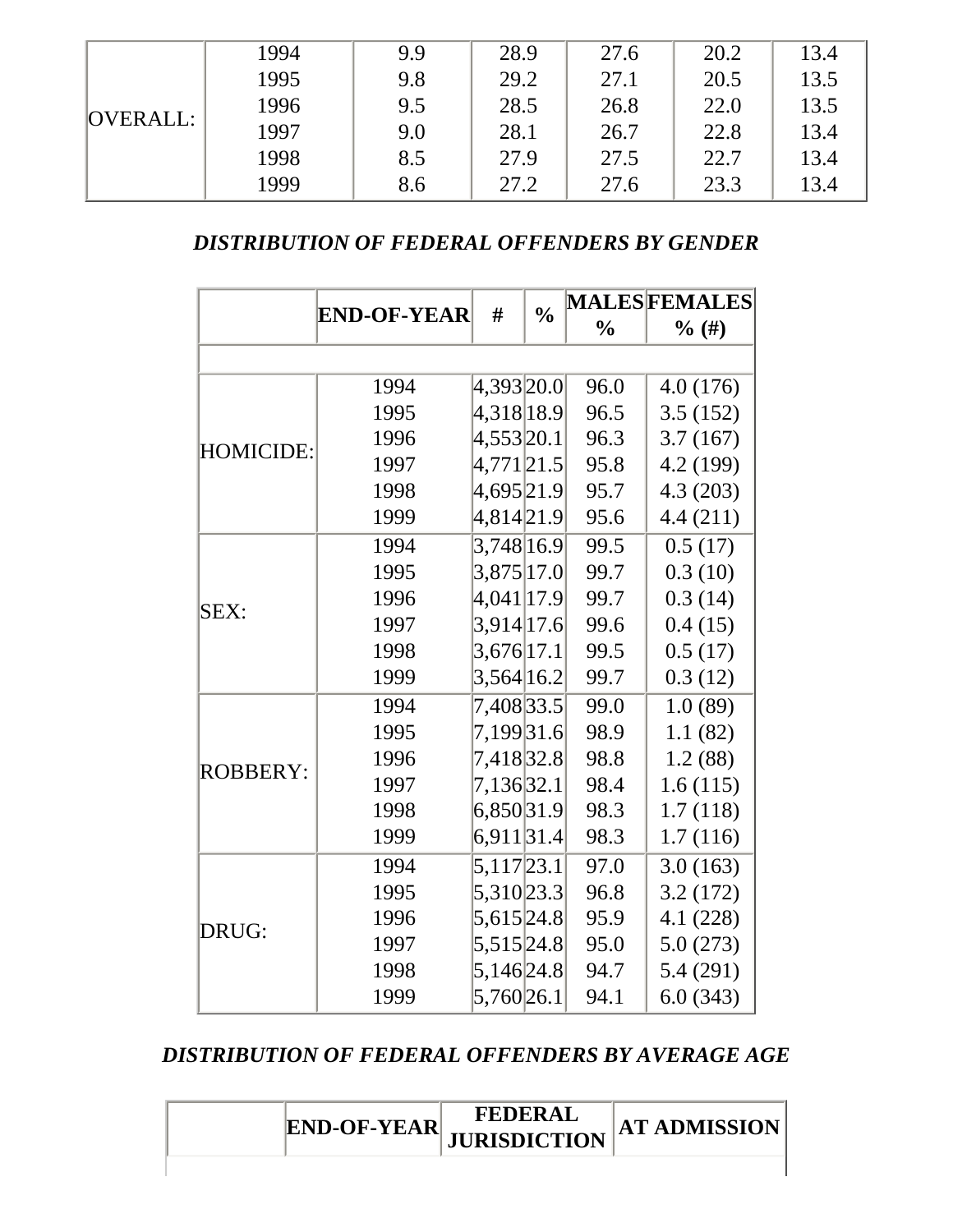| | | | | | | |
|---|---|---|---|---|---|---|
| OVERALL: | 1994 | 9.9 | 28.9 | 27.6 | 20.2 | 13.4 |
| | 1995 | 9.8 | 29.2 | 27.1 | 20.5 | 13.5 |
| | 1996 | 9.5 | 28.5 | 26.8 | 22.0 | 13.5 |
| | 1997 | 9.0 | 28.1 | 26.7 | 22.8 | 13.4 |
| | 1998 | 8.5 | 27.9 | 27.5 | 22.7 | 13.4 |
| | 1999 | 8.6 | 27.2 | 27.6 | 23.3 | 13.4 |

### *DISTRIBUTION OF FEDERAL OFFENDERS BY GENDER*

| | END-OF-YEAR | # | % | MALES % | FEMALES % (#) |
|---|---|---|---|---|---|
| HOMICIDE: | 1994 | 4,393 | 20.0 | 96.0 | 4.0 (176) |
| | 1995 | 4,318 | 18.9 | 96.5 | 3.5 (152) |
| | 1996 | 4,553 | 20.1 | 96.3 | 3.7 (167) |
| | 1997 | 4,771 | 21.5 | 95.8 | 4.2 (199) |
| | 1998 | 4,695 | 21.9 | 95.7 | 4.3 (203) |
| | 1999 | 4,814 | 21.9 | 95.6 | 4.4 (211) |
| SEX: | 1994 | 3,748 | 16.9 | 99.5 | 0.5 (17) |
| | 1995 | 3,875 | 17.0 | 99.7 | 0.3 (10) |
| | 1996 | 4,041 | 17.9 | 99.7 | 0.3 (14) |
| | 1997 | 3,914 | 17.6 | 99.6 | 0.4 (15) |
| | 1998 | 3,676 | 17.1 | 99.5 | 0.5 (17) |
| | 1999 | 3,564 | 16.2 | 99.7 | 0.3 (12) |
| ROBBERY: | 1994 | 7,408 | 33.5 | 99.0 | 1.0 (89) |
| | 1995 | 7,199 | 31.6 | 98.9 | 1.1 (82) |
| | 1996 | 7,418 | 32.8 | 98.8 | 1.2 (88) |
| | 1997 | 7,136 | 32.1 | 98.4 | 1.6 (115) |
| | 1998 | 6,850 | 31.9 | 98.3 | 1.7 (118) |
| | 1999 | 6,911 | 31.4 | 98.3 | 1.7 (116) |
| DRUG: | 1994 | 5,117 | 23.1 | 97.0 | 3.0 (163) |
| | 1995 | 5,310 | 23.3 | 96.8 | 3.2 (172) |
| | 1996 | 5,615 | 24.8 | 95.9 | 4.1 (228) |
| | 1997 | 5,515 | 24.8 | 95.0 | 5.0 (273) |
| | 1998 | 5,146 | 24.8 | 94.7 | 5.4 (291) |
| | 1999 | 5,760 | 26.1 | 94.1 | 6.0 (343) |

### *DISTRIBUTION OF FEDERAL OFFENDERS BY AVERAGE AGE*

| | END-OF-YEAR | FEDERAL JURISDICTION | AT ADMISSION |
|---|---|---|---|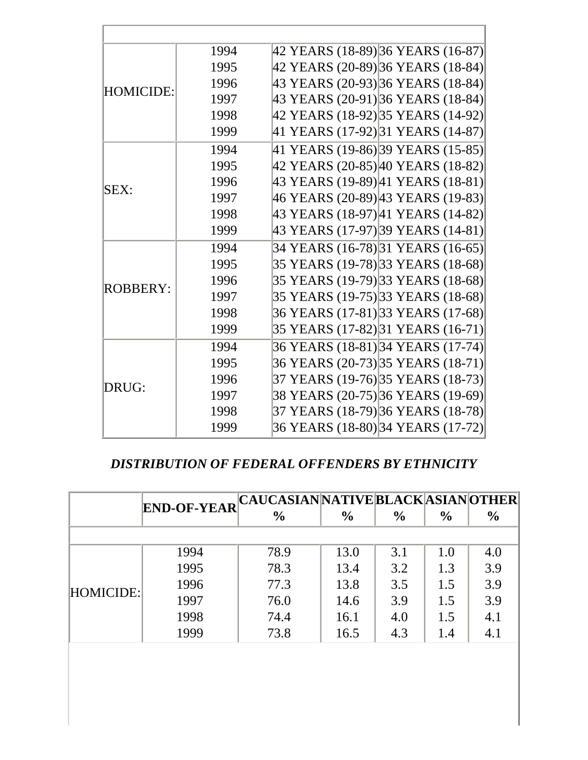| | | | |
|---|---|---|---|
| HOMICIDE: | 1994 | 42 YEARS (18-89) | 36 YEARS (16-87) |
| | 1995 | 42 YEARS (20-89) | 36 YEARS (18-84) |
| | 1996 | 43 YEARS (20-93) | 36 YEARS (18-84) |
| | 1997 | 43 YEARS (20-91) | 36 YEARS (18-84) |
| | 1998 | 42 YEARS (18-92) | 35 YEARS (14-92) |
| | 1999 | 41 YEARS (17-92) | 31 YEARS (14-87) |
| SEX: | 1994 | 41 YEARS (19-86) | 39 YEARS (15-85) |
| | 1995 | 42 YEARS (20-85) | 40 YEARS (18-82) |
| | 1996 | 43 YEARS (19-89) | 41 YEARS (18-81) |
| | 1997 | 46 YEARS (20-89) | 43 YEARS (19-83) |
| | 1998 | 43 YEARS (18-97) | 41 YEARS (14-82) |
| | 1999 | 43 YEARS (17-97) | 39 YEARS (14-81) |
| ROBBERY: | 1994 | 34 YEARS (16-78) | 31 YEARS (16-65) |
| | 1995 | 35 YEARS (19-78) | 33 YEARS (18-68) |
| | 1996 | 35 YEARS (19-79) | 33 YEARS (18-68) |
| | 1997 | 35 YEARS (19-75) | 33 YEARS (18-68) |
| | 1998 | 36 YEARS (17-81) | 33 YEARS (17-68) |
| | 1999 | 35 YEARS (17-82) | 31 YEARS (16-71) |
| DRUG: | 1994 | 36 YEARS (18-81) | 34 YEARS (17-74) |
| | 1995 | 36 YEARS (20-73) | 35 YEARS (18-71) |
| | 1996 | 37 YEARS (19-76) | 35 YEARS (18-73) |
| | 1997 | 38 YEARS (20-75) | 36 YEARS (19-69) |
| | 1998 | 37 YEARS (18-79) | 36 YEARS (18-78) |
| | 1999 | 36 YEARS (18-80) | 34 YEARS (17-72) |

### *DISTRIBUTION OF FEDERAL OFFENDERS BY ETHNICITY*

| | END-OF-YEAR | CAUCASIAN % | NATIVE % | BLACK % | ASIAN % | OTHER % |
|---|---|---|---|---|---|---|
| HOMICIDE: | 1994 | 78.9 | 13.0 | 3.1 | 1.0 | 4.0 |
| | 1995 | 78.3 | 13.4 | 3.2 | 1.3 | 3.9 |
| | 1996 | 77.3 | 13.8 | 3.5 | 1.5 | 3.9 |
| | 1997 | 76.0 | 14.6 | 3.9 | 1.5 | 3.9 |
| | 1998 | 74.4 | 16.1 | 4.0 | 1.5 | 4.1 |
| | 1999 | 73.8 | 16.5 | 4.3 | 1.4 | 4.1 |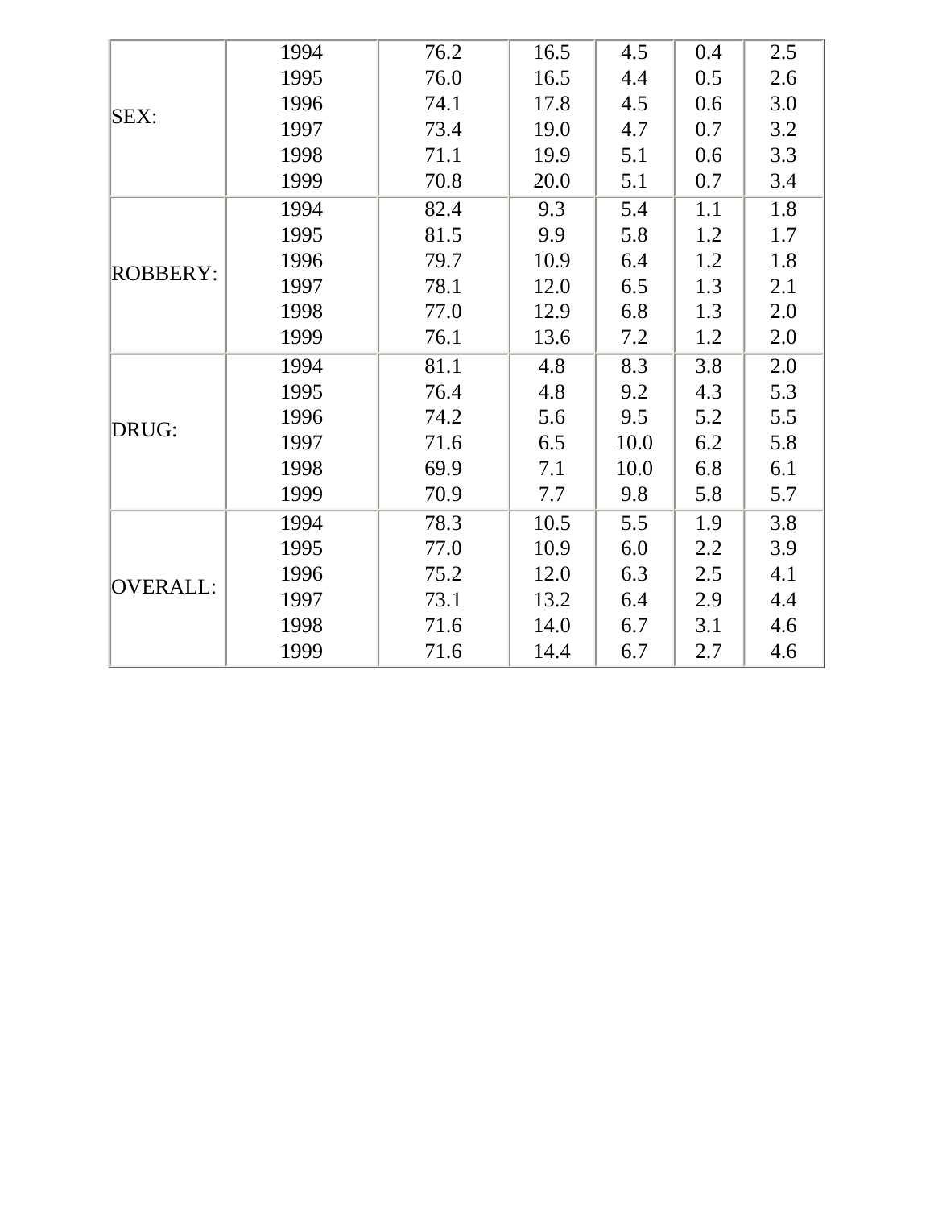| | | | | | | |
|---|---|---|---|---|---|---|
| SEX: | 1994 | 76.2 | 16.5 | 4.5 | 0.4 | 2.5 |
| | 1995 | 76.0 | 16.5 | 4.4 | 0.5 | 2.6 |
| | 1996 | 74.1 | 17.8 | 4.5 | 0.6 | 3.0 |
| | 1997 | 73.4 | 19.0 | 4.7 | 0.7 | 3.2 |
| | 1998 | 71.1 | 19.9 | 5.1 | 0.6 | 3.3 |
| | 1999 | 70.8 | 20.0 | 5.1 | 0.7 | 3.4 |
| ROBBERY: | 1994 | 82.4 | 9.3 | 5.4 | 1.1 | 1.8 |
| | 1995 | 81.5 | 9.9 | 5.8 | 1.2 | 1.7 |
| | 1996 | 79.7 | 10.9 | 6.4 | 1.2 | 1.8 |
| | 1997 | 78.1 | 12.0 | 6.5 | 1.3 | 2.1 |
| | 1998 | 77.0 | 12.9 | 6.8 | 1.3 | 2.0 |
| | 1999 | 76.1 | 13.6 | 7.2 | 1.2 | 2.0 |
| DRUG: | 1994 | 81.1 | 4.8 | 8.3 | 3.8 | 2.0 |
| | 1995 | 76.4 | 4.8 | 9.2 | 4.3 | 5.3 |
| | 1996 | 74.2 | 5.6 | 9.5 | 5.2 | 5.5 |
| | 1997 | 71.6 | 6.5 | 10.0 | 6.2 | 5.8 |
| | 1998 | 69.9 | 7.1 | 10.0 | 6.8 | 6.1 |
| | 1999 | 70.9 | 7.7 | 9.8 | 5.8 | 5.7 |
| OVERALL: | 1994 | 78.3 | 10.5 | 5.5 | 1.9 | 3.8 |
| | 1995 | 77.0 | 10.9 | 6.0 | 2.2 | 3.9 |
| | 1996 | 75.2 | 12.0 | 6.3 | 2.5 | 4.1 |
| | 1997 | 73.1 | 13.2 | 6.4 | 2.9 | 4.4 |
| | 1998 | 71.6 | 14.0 | 6.7 | 3.1 | 4.6 |
| | 1999 | 71.6 | 14.4 | 6.7 | 2.7 | 4.6 |